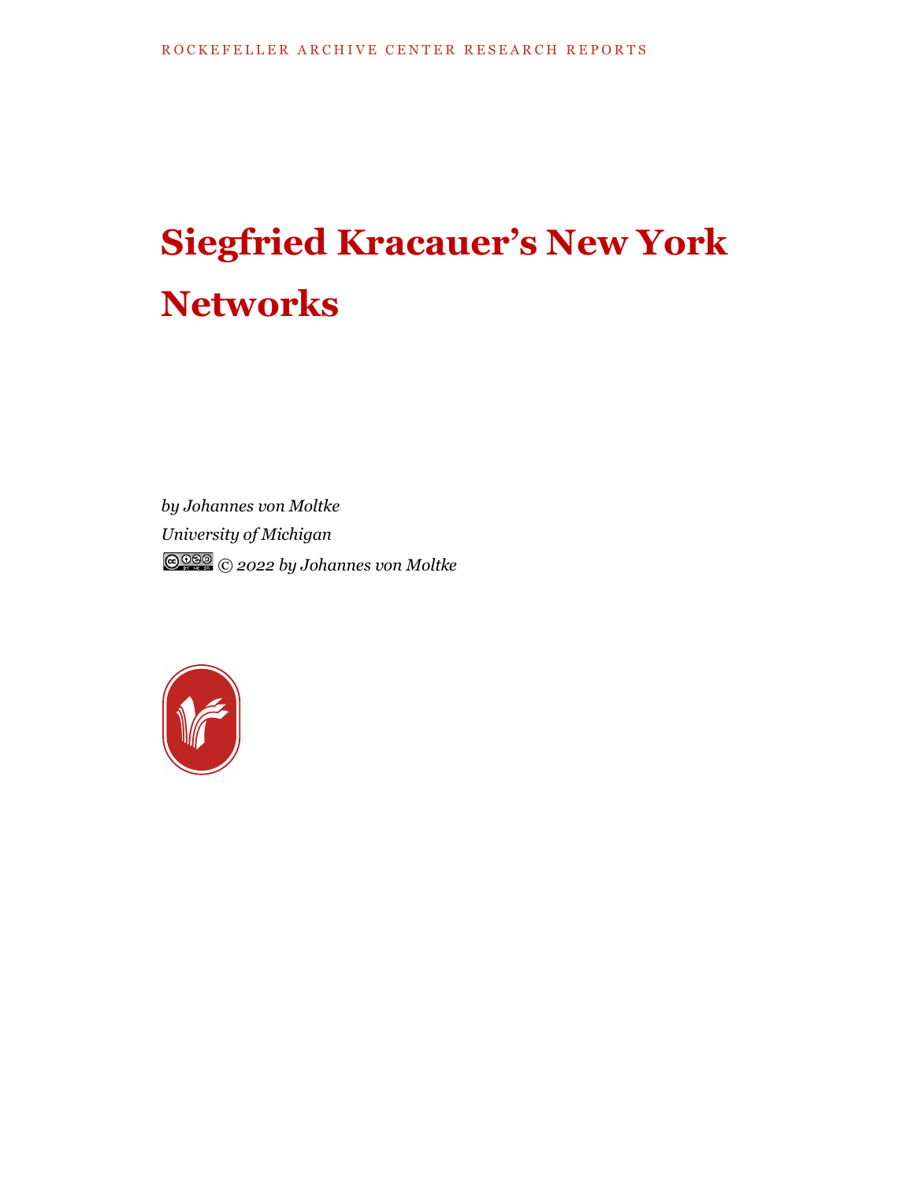ROCKEFELLER ARCHIVE CENTER RESEARCH REPORTS

# Siegfried Kracauer's New York Networks

*by Johannes von Moltke*
*University of Michigan*
*© 2022 by Johannes von Moltke*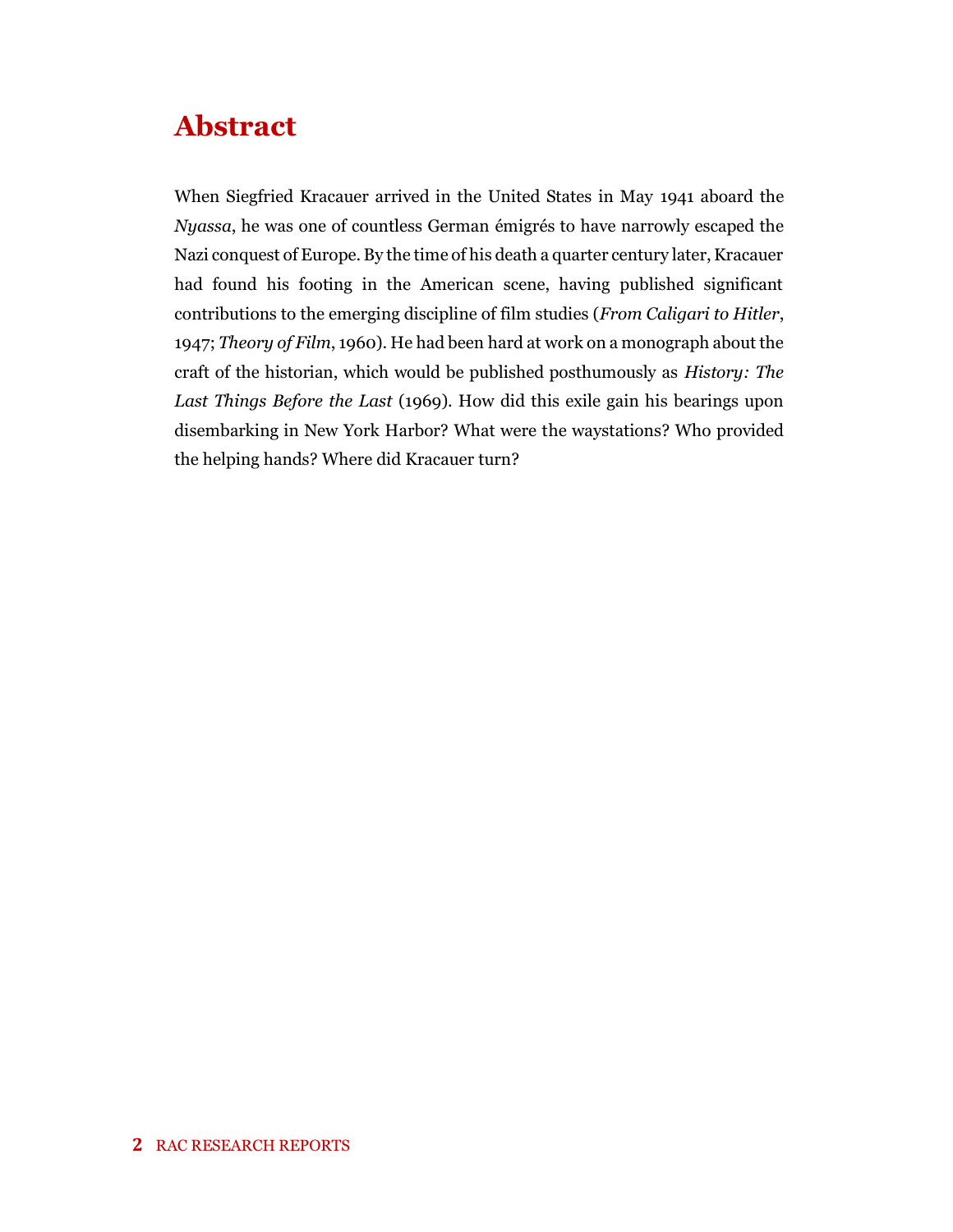# Abstract

When Siegfried Kracauer arrived in the United States in May 1941 aboard the *Nyassa*, he was one of countless German émigrés to have narrowly escaped the Nazi conquest of Europe. By the time of his death a quarter century later, Kracauer had found his footing in the American scene, having published significant contributions to the emerging discipline of film studies (*From Caligari to Hitler*, 1947; *Theory of Film*, 1960). He had been hard at work on a monograph about the craft of the historian, which would be published posthumously as *History: The Last Things Before the Last* (1969). How did this exile gain his bearings upon disembarking in New York Harbor? What were the waystations? Who provided the helping hands? Where did Kracauer turn?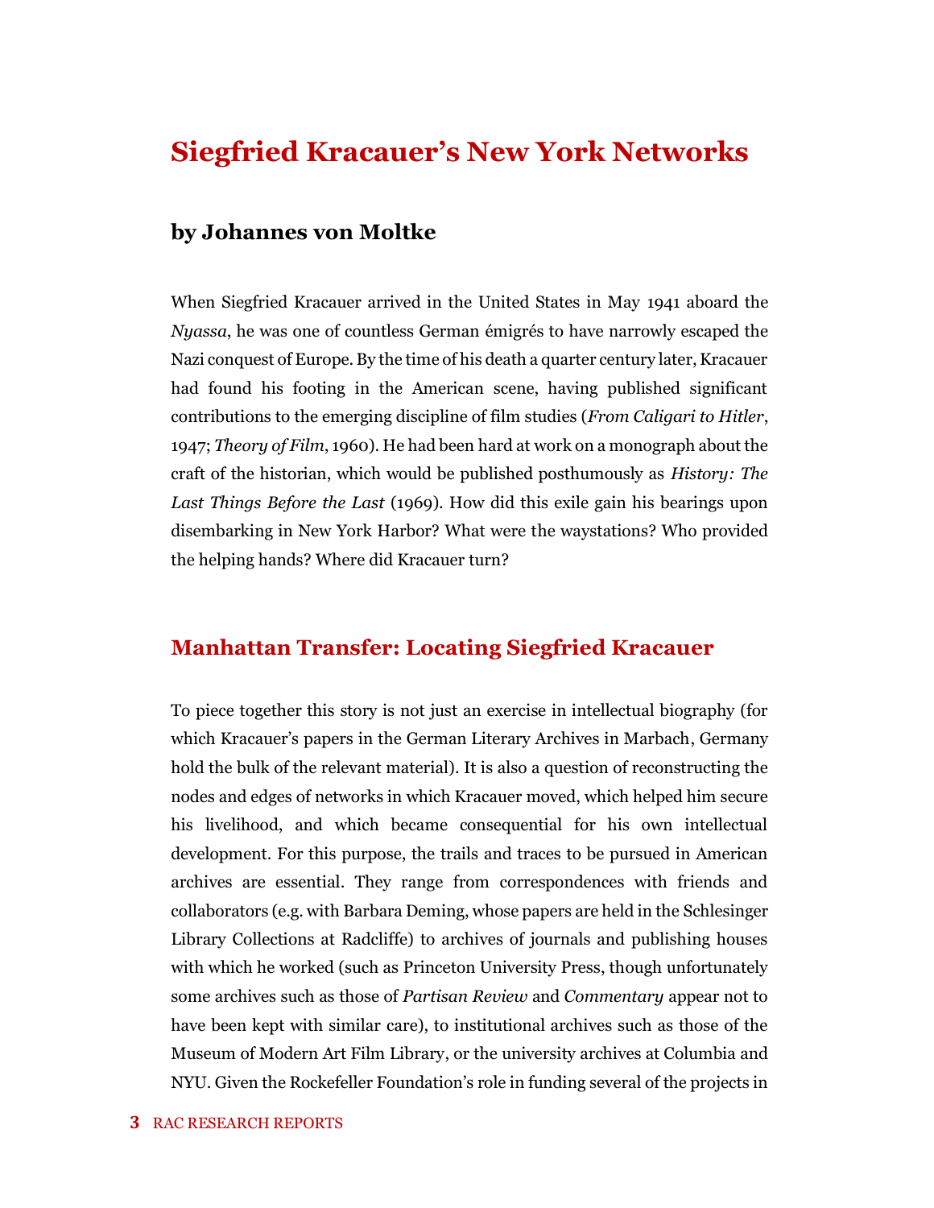# Siegfried Kracauer's New York Networks

### by Johannes von Moltke

When Siegfried Kracauer arrived in the United States in May 1941 aboard the *Nyassa*, he was one of countless German émigrés to have narrowly escaped the Nazi conquest of Europe. By the time of his death a quarter century later, Kracauer had found his footing in the American scene, having published significant contributions to the emerging discipline of film studies (*From Caligari to Hitler*, 1947; *Theory of Film*, 1960). He had been hard at work on a monograph about the craft of the historian, which would be published posthumously as *History: The Last Things Before the Last* (1969). How did this exile gain his bearings upon disembarking in New York Harbor? What were the waystations? Who provided the helping hands? Where did Kracauer turn?

## Manhattan Transfer: Locating Siegfried Kracauer

To piece together this story is not just an exercise in intellectual biography (for which Kracauer's papers in the German Literary Archives in Marbach, Germany hold the bulk of the relevant material). It is also a question of reconstructing the nodes and edges of networks in which Kracauer moved, which helped him secure his livelihood, and which became consequential for his own intellectual development. For this purpose, the trails and traces to be pursued in American archives are essential. They range from correspondences with friends and collaborators (e.g. with Barbara Deming, whose papers are held in the Schlesinger Library Collections at Radcliffe) to archives of journals and publishing houses with which he worked (such as Princeton University Press, though unfortunately some archives such as those of *Partisan Review* and *Commentary* appear not to have been kept with similar care), to institutional archives such as those of the Museum of Modern Art Film Library, or the university archives at Columbia and NYU. Given the Rockefeller Foundation's role in funding several of the projects in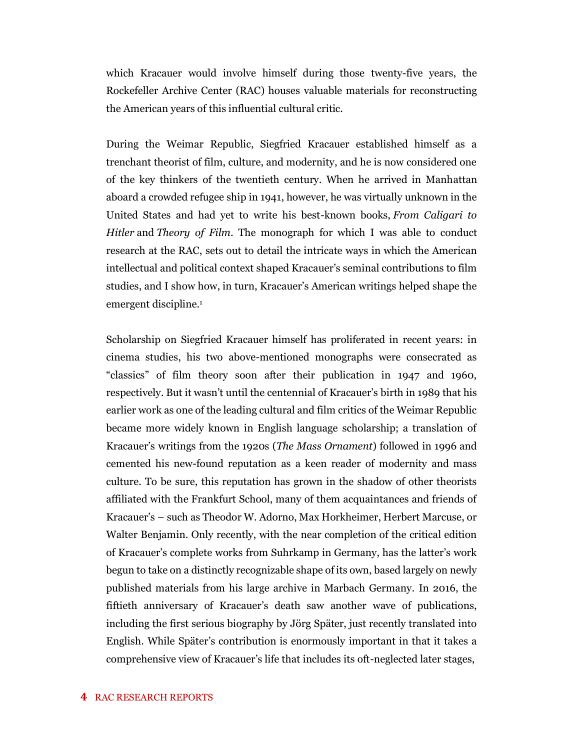which Kracauer would involve himself during those twenty-five years, the Rockefeller Archive Center (RAC) houses valuable materials for reconstructing the American years of this influential cultural critic.

During the Weimar Republic, Siegfried Kracauer established himself as a trenchant theorist of film, culture, and modernity, and he is now considered one of the key thinkers of the twentieth century. When he arrived in Manhattan aboard a crowded refugee ship in 1941, however, he was virtually unknown in the United States and had yet to write his best-known books, *From Caligari to Hitler* and *Theory of Film*. The monograph for which I was able to conduct research at the RAC, sets out to detail the intricate ways in which the American intellectual and political context shaped Kracauer's seminal contributions to film studies, and I show how, in turn, Kracauer's American writings helped shape the emergent discipline.[1]

Scholarship on Siegfried Kracauer himself has proliferated in recent years: in cinema studies, his two above-mentioned monographs were consecrated as "classics" of film theory soon after their publication in 1947 and 1960, respectively. But it wasn't until the centennial of Kracauer's birth in 1989 that his earlier work as one of the leading cultural and film critics of the Weimar Republic became more widely known in English language scholarship; a translation of Kracauer's writings from the 1920s (*The Mass Ornament*) followed in 1996 and cemented his new-found reputation as a keen reader of modernity and mass culture. To be sure, this reputation has grown in the shadow of other theorists affiliated with the Frankfurt School, many of them acquaintances and friends of Kracauer's – such as Theodor W. Adorno, Max Horkheimer, Herbert Marcuse, or Walter Benjamin. Only recently, with the near completion of the critical edition of Kracauer's complete works from Suhrkamp in Germany, has the latter's work begun to take on a distinctly recognizable shape of its own, based largely on newly published materials from his large archive in Marbach Germany. In 2016, the fiftieth anniversary of Kracauer's death saw another wave of publications, including the first serious biography by Jörg Später, just recently translated into English. While Später's contribution is enormously important in that it takes a comprehensive view of Kracauer's life that includes its oft-neglected later stages,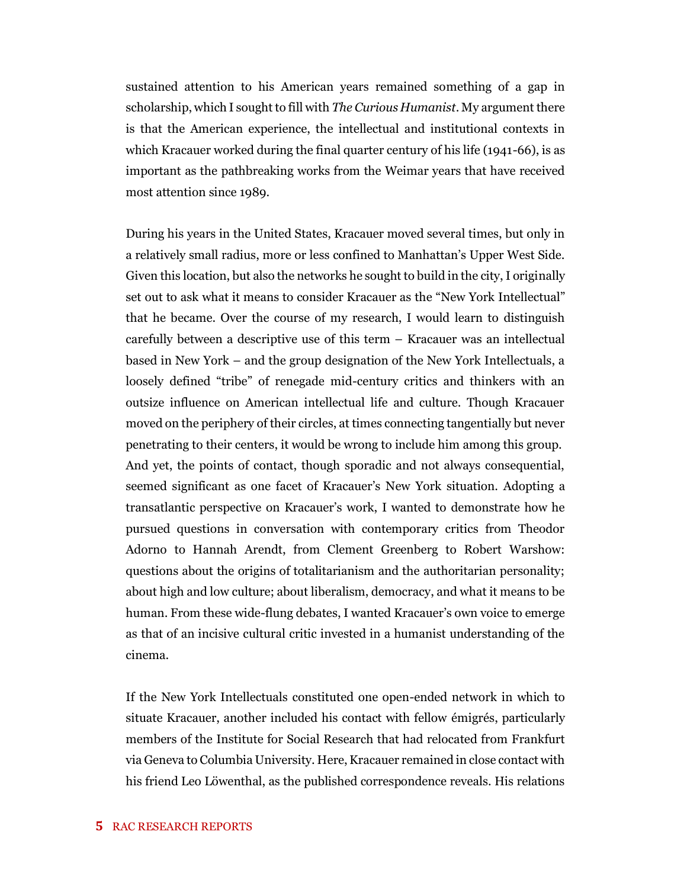sustained attention to his American years remained something of a gap in scholarship, which I sought to fill with *The Curious Humanist*. My argument there is that the American experience, the intellectual and institutional contexts in which Kracauer worked during the final quarter century of his life (1941-66), is as important as the pathbreaking works from the Weimar years that have received most attention since 1989.

During his years in the United States, Kracauer moved several times, but only in a relatively small radius, more or less confined to Manhattan's Upper West Side. Given this location, but also the networks he sought to build in the city, I originally set out to ask what it means to consider Kracauer as the "New York Intellectual" that he became. Over the course of my research, I would learn to distinguish carefully between a descriptive use of this term – Kracauer was an intellectual based in New York – and the group designation of the New York Intellectuals, a loosely defined "tribe" of renegade mid-century critics and thinkers with an outsize influence on American intellectual life and culture. Though Kracauer moved on the periphery of their circles, at times connecting tangentially but never penetrating to their centers, it would be wrong to include him among this group. And yet, the points of contact, though sporadic and not always consequential, seemed significant as one facet of Kracauer's New York situation. Adopting a transatlantic perspective on Kracauer's work, I wanted to demonstrate how he pursued questions in conversation with contemporary critics from Theodor Adorno to Hannah Arendt, from Clement Greenberg to Robert Warshow: questions about the origins of totalitarianism and the authoritarian personality; about high and low culture; about liberalism, democracy, and what it means to be human. From these wide-flung debates, I wanted Kracauer's own voice to emerge as that of an incisive cultural critic invested in a humanist understanding of the cinema.

If the New York Intellectuals constituted one open-ended network in which to situate Kracauer, another included his contact with fellow émigrés, particularly members of the Institute for Social Research that had relocated from Frankfurt via Geneva to Columbia University. Here, Kracauer remained in close contact with his friend Leo Löwenthal, as the published correspondence reveals. His relations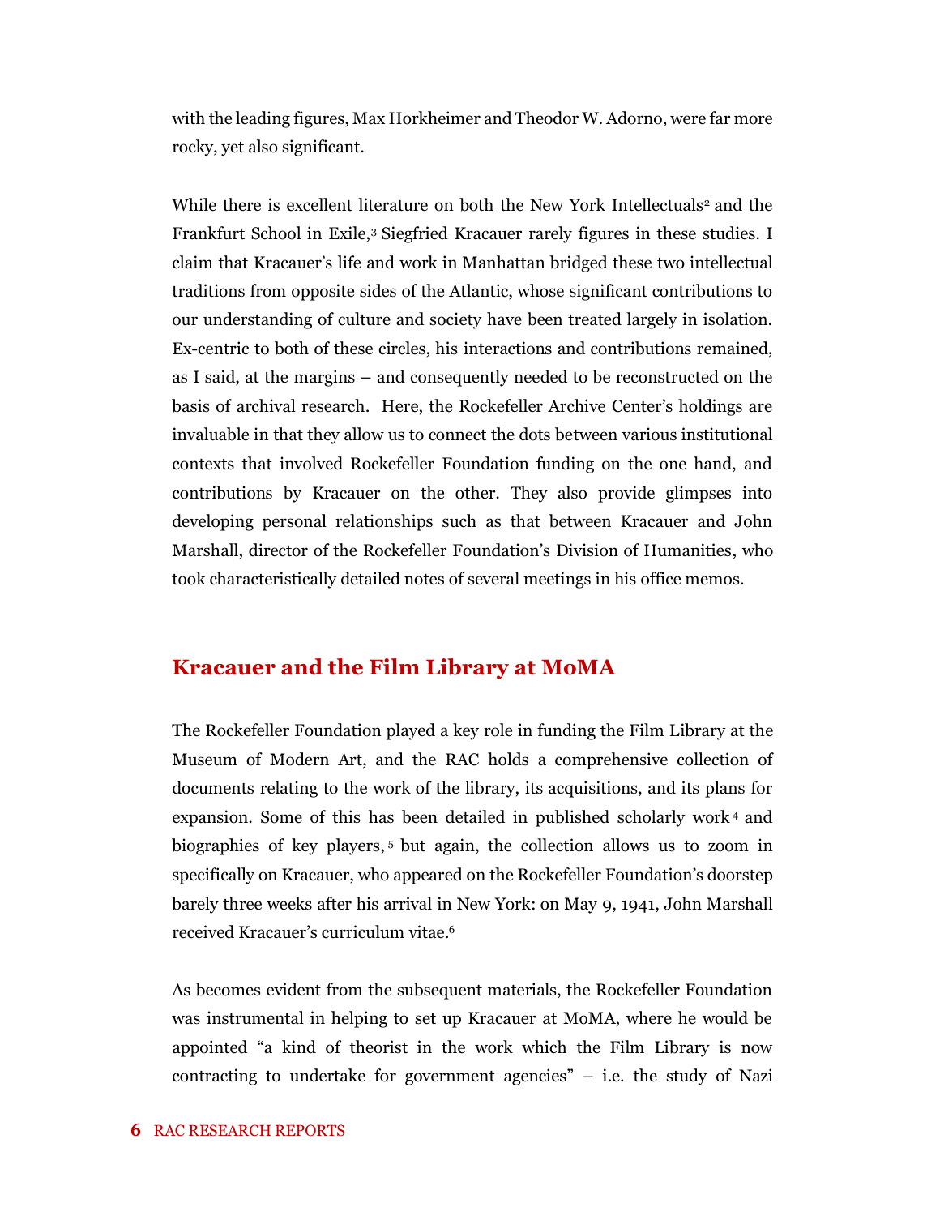with the leading figures, Max Horkheimer and Theodor W. Adorno, were far more rocky, yet also significant.

While there is excellent literature on both the New York Intellectuals[2] and the Frankfurt School in Exile,[3] Siegfried Kracauer rarely figures in these studies. I claim that Kracauer's life and work in Manhattan bridged these two intellectual traditions from opposite sides of the Atlantic, whose significant contributions to our understanding of culture and society have been treated largely in isolation. Ex-centric to both of these circles, his interactions and contributions remained, as I said, at the margins – and consequently needed to be reconstructed on the basis of archival research. Here, the Rockefeller Archive Center's holdings are invaluable in that they allow us to connect the dots between various institutional contexts that involved Rockefeller Foundation funding on the one hand, and contributions by Kracauer on the other. They also provide glimpses into developing personal relationships such as that between Kracauer and John Marshall, director of the Rockefeller Foundation's Division of Humanities, who took characteristically detailed notes of several meetings in his office memos.

## Kracauer and the Film Library at MoMA

The Rockefeller Foundation played a key role in funding the Film Library at the Museum of Modern Art, and the RAC holds a comprehensive collection of documents relating to the work of the library, its acquisitions, and its plans for expansion. Some of this has been detailed in published scholarly work[4] and biographies of key players,[5] but again, the collection allows us to zoom in specifically on Kracauer, who appeared on the Rockefeller Foundation's doorstep barely three weeks after his arrival in New York: on May 9, 1941, John Marshall received Kracauer's curriculum vitae.[6]

As becomes evident from the subsequent materials, the Rockefeller Foundation was instrumental in helping to set up Kracauer at MoMA, where he would be appointed "a kind of theorist in the work which the Film Library is now contracting to undertake for government agencies" – i.e. the study of Nazi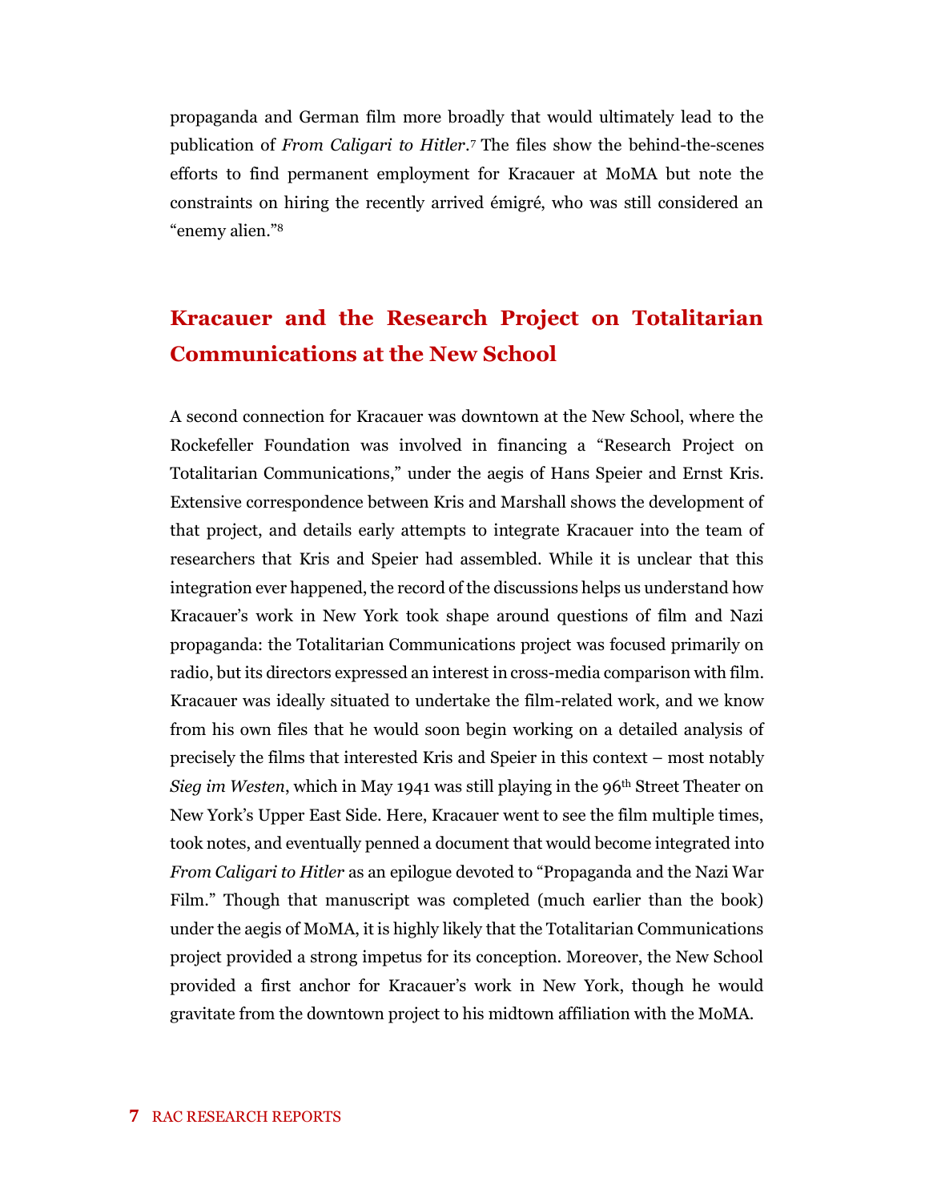propaganda and German film more broadly that would ultimately lead to the publication of *From Caligari to Hitler*.[7] The files show the behind-the-scenes efforts to find permanent employment for Kracauer at MoMA but note the constraints on hiring the recently arrived émigré, who was still considered an "enemy alien."[8]

## Kracauer and the Research Project on Totalitarian Communications at the New School

A second connection for Kracauer was downtown at the New School, where the Rockefeller Foundation was involved in financing a "Research Project on Totalitarian Communications," under the aegis of Hans Speier and Ernst Kris. Extensive correspondence between Kris and Marshall shows the development of that project, and details early attempts to integrate Kracauer into the team of researchers that Kris and Speier had assembled. While it is unclear that this integration ever happened, the record of the discussions helps us understand how Kracauer's work in New York took shape around questions of film and Nazi propaganda: the Totalitarian Communications project was focused primarily on radio, but its directors expressed an interest in cross-media comparison with film. Kracauer was ideally situated to undertake the film-related work, and we know from his own files that he would soon begin working on a detailed analysis of precisely the films that interested Kris and Speier in this context – most notably *Sieg im Westen*, which in May 1941 was still playing in the 96th Street Theater on New York's Upper East Side. Here, Kracauer went to see the film multiple times, took notes, and eventually penned a document that would become integrated into *From Caligari to Hitler* as an epilogue devoted to "Propaganda and the Nazi War Film." Though that manuscript was completed (much earlier than the book) under the aegis of MoMA, it is highly likely that the Totalitarian Communications project provided a strong impetus for its conception. Moreover, the New School provided a first anchor for Kracauer's work in New York, though he would gravitate from the downtown project to his midtown affiliation with the MoMA.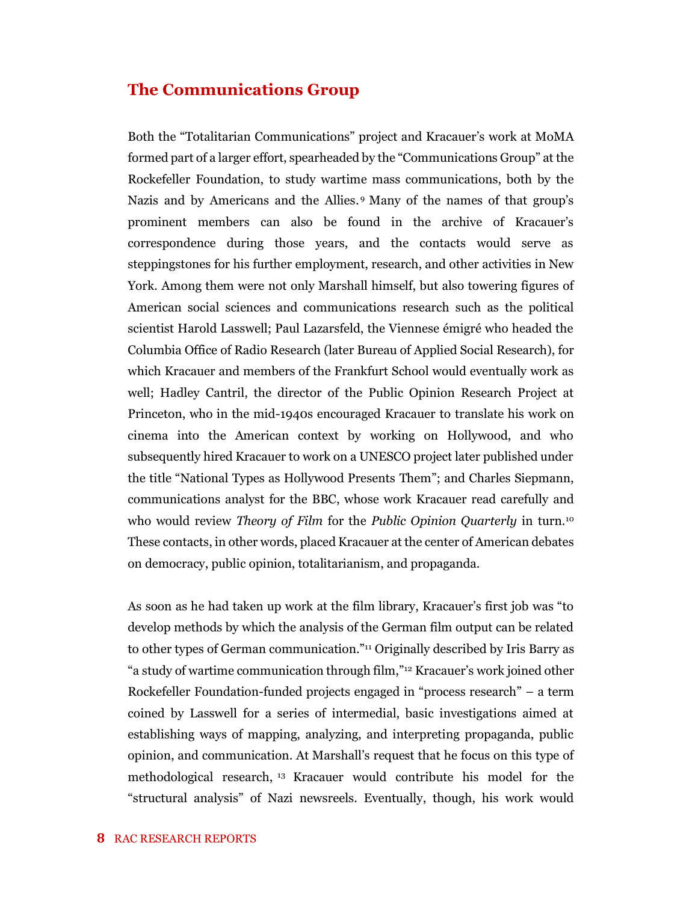## The Communications Group

Both the "Totalitarian Communications" project and Kracauer's work at MoMA formed part of a larger effort, spearheaded by the "Communications Group" at the Rockefeller Foundation, to study wartime mass communications, both by the Nazis and by Americans and the Allies.[9] Many of the names of that group's prominent members can also be found in the archive of Kracauer's correspondence during those years, and the contacts would serve as steppingstones for his further employment, research, and other activities in New York. Among them were not only Marshall himself, but also towering figures of American social sciences and communications research such as the political scientist Harold Lasswell; Paul Lazarsfeld, the Viennese émigré who headed the Columbia Office of Radio Research (later Bureau of Applied Social Research), for which Kracauer and members of the Frankfurt School would eventually work as well; Hadley Cantril, the director of the Public Opinion Research Project at Princeton, who in the mid-1940s encouraged Kracauer to translate his work on cinema into the American context by working on Hollywood, and who subsequently hired Kracauer to work on a UNESCO project later published under the title "National Types as Hollywood Presents Them"; and Charles Siepmann, communications analyst for the BBC, whose work Kracauer read carefully and who would review *Theory of Film* for the *Public Opinion Quarterly* in turn.[10] These contacts, in other words, placed Kracauer at the center of American debates on democracy, public opinion, totalitarianism, and propaganda.

As soon as he had taken up work at the film library, Kracauer's first job was "to develop methods by which the analysis of the German film output can be related to other types of German communication."[11] Originally described by Iris Barry as "a study of wartime communication through film,"[12] Kracauer's work joined other Rockefeller Foundation-funded projects engaged in "process research" – a term coined by Lasswell for a series of intermedial, basic investigations aimed at establishing ways of mapping, analyzing, and interpreting propaganda, public opinion, and communication. At Marshall's request that he focus on this type of methodological research,[13] Kracauer would contribute his model for the "structural analysis" of Nazi newsreels. Eventually, though, his work would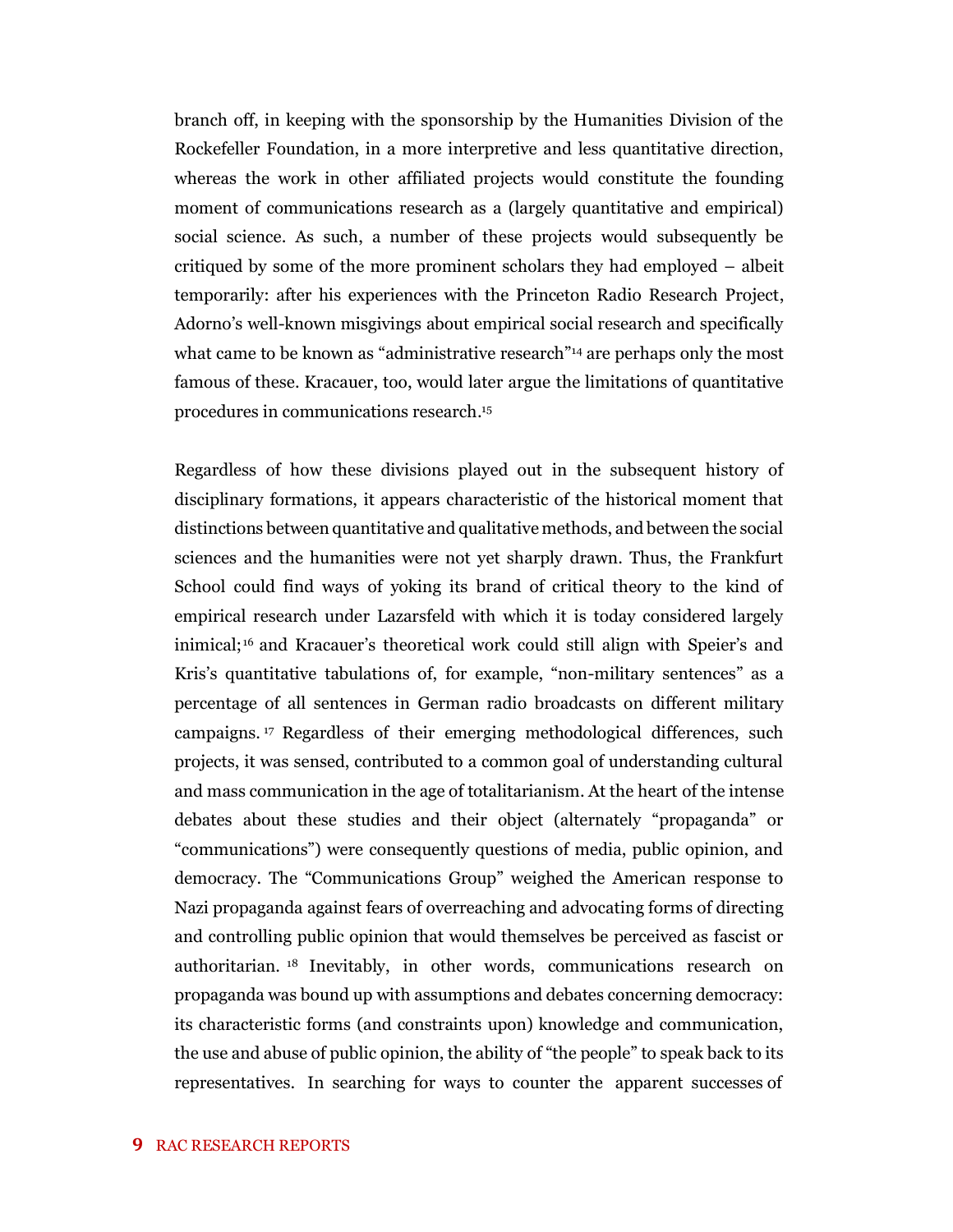branch off, in keeping with the sponsorship by the Humanities Division of the Rockefeller Foundation, in a more interpretive and less quantitative direction, whereas the work in other affiliated projects would constitute the founding moment of communications research as a (largely quantitative and empirical) social science. As such, a number of these projects would subsequently be critiqued by some of the more prominent scholars they had employed – albeit temporarily: after his experiences with the Princeton Radio Research Project, Adorno's well-known misgivings about empirical social research and specifically what came to be known as "administrative research"[14] are perhaps only the most famous of these. Kracauer, too, would later argue the limitations of quantitative procedures in communications research.[15]

Regardless of how these divisions played out in the subsequent history of disciplinary formations, it appears characteristic of the historical moment that distinctions between quantitative and qualitative methods, and between the social sciences and the humanities were not yet sharply drawn. Thus, the Frankfurt School could find ways of yoking its brand of critical theory to the kind of empirical research under Lazarsfeld with which it is today considered largely inimical;[16] and Kracauer's theoretical work could still align with Speier's and Kris's quantitative tabulations of, for example, "non-military sentences" as a percentage of all sentences in German radio broadcasts on different military campaigns.[17] Regardless of their emerging methodological differences, such projects, it was sensed, contributed to a common goal of understanding cultural and mass communication in the age of totalitarianism. At the heart of the intense debates about these studies and their object (alternately "propaganda" or "communications") were consequently questions of media, public opinion, and democracy. The "Communications Group" weighed the American response to Nazi propaganda against fears of overreaching and advocating forms of directing and controlling public opinion that would themselves be perceived as fascist or authoritarian.[18] Inevitably, in other words, communications research on propaganda was bound up with assumptions and debates concerning democracy: its characteristic forms (and constraints upon) knowledge and communication, the use and abuse of public opinion, the ability of "the people" to speak back to its representatives. In searching for ways to counter the apparent successes of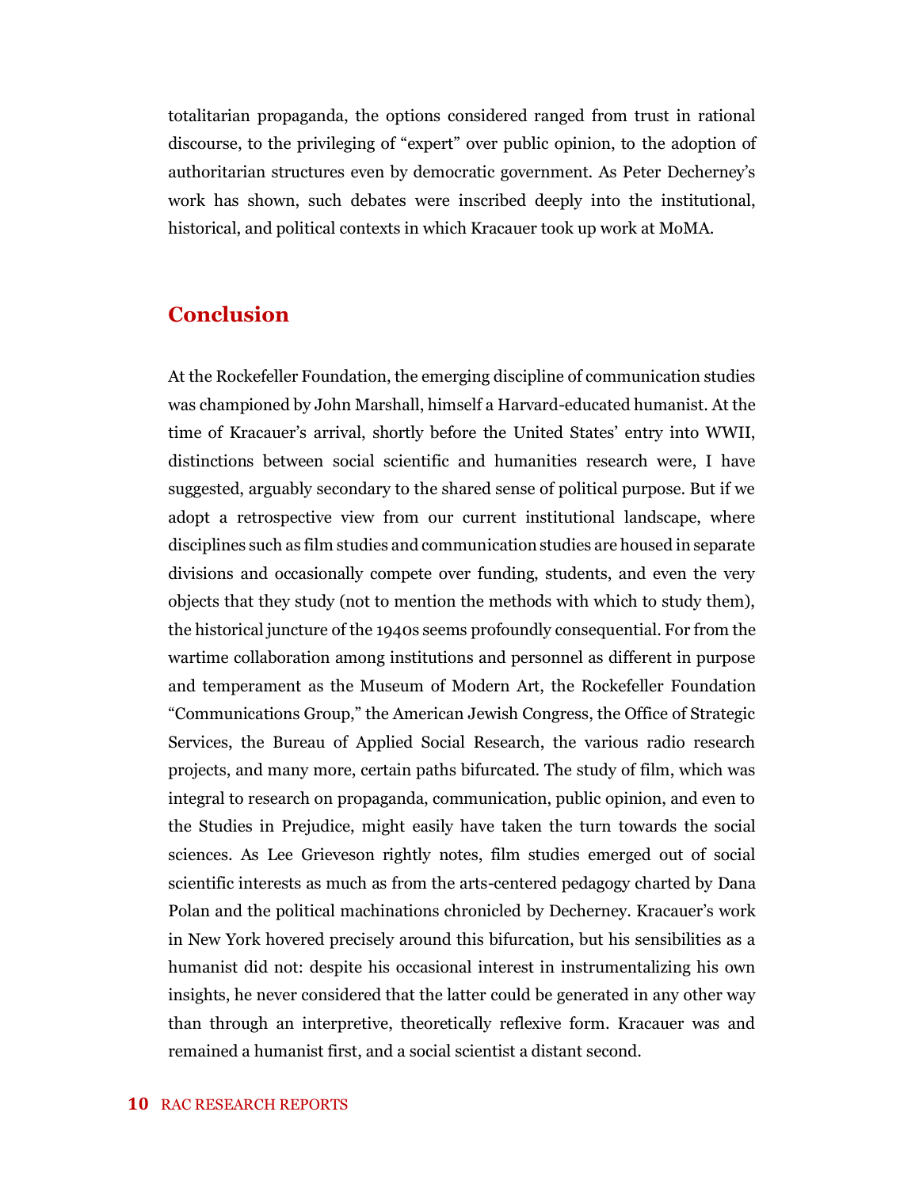totalitarian propaganda, the options considered ranged from trust in rational discourse, to the privileging of "expert" over public opinion, to the adoption of authoritarian structures even by democratic government. As Peter Decherney's work has shown, such debates were inscribed deeply into the institutional, historical, and political contexts in which Kracauer took up work at MoMA.

## Conclusion

At the Rockefeller Foundation, the emerging discipline of communication studies was championed by John Marshall, himself a Harvard-educated humanist. At the time of Kracauer's arrival, shortly before the United States' entry into WWII, distinctions between social scientific and humanities research were, I have suggested, arguably secondary to the shared sense of political purpose. But if we adopt a retrospective view from our current institutional landscape, where disciplines such as film studies and communication studies are housed in separate divisions and occasionally compete over funding, students, and even the very objects that they study (not to mention the methods with which to study them), the historical juncture of the 1940s seems profoundly consequential. For from the wartime collaboration among institutions and personnel as different in purpose and temperament as the Museum of Modern Art, the Rockefeller Foundation "Communications Group," the American Jewish Congress, the Office of Strategic Services, the Bureau of Applied Social Research, the various radio research projects, and many more, certain paths bifurcated. The study of film, which was integral to research on propaganda, communication, public opinion, and even to the Studies in Prejudice, might easily have taken the turn towards the social sciences. As Lee Grieveson rightly notes, film studies emerged out of social scientific interests as much as from the arts-centered pedagogy charted by Dana Polan and the political machinations chronicled by Decherney. Kracauer's work in New York hovered precisely around this bifurcation, but his sensibilities as a humanist did not: despite his occasional interest in instrumentalizing his own insights, he never considered that the latter could be generated in any other way than through an interpretive, theoretically reflexive form. Kracauer was and remained a humanist first, and a social scientist a distant second.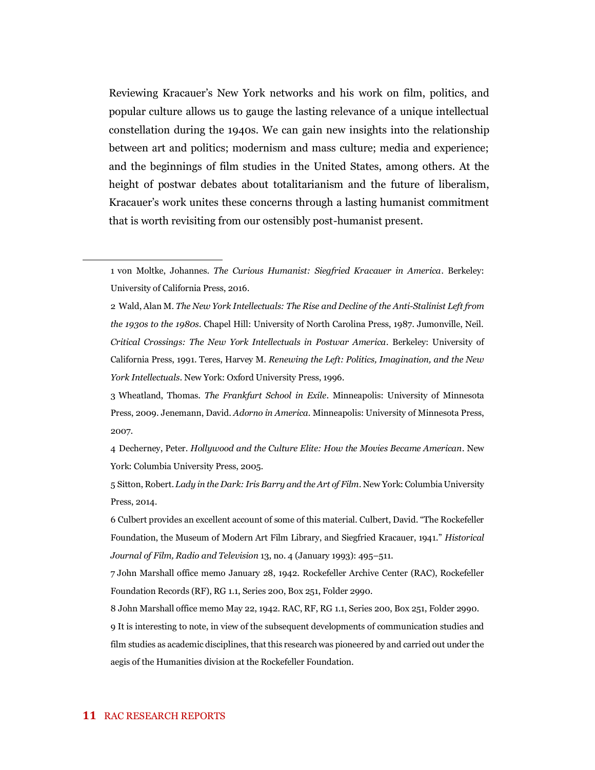Reviewing Kracauer's New York networks and his work on film, politics, and popular culture allows us to gauge the lasting relevance of a unique intellectual constellation during the 1940s. We can gain new insights into the relationship between art and politics; modernism and mass culture; media and experience; and the beginnings of film studies in the United States, among others. At the height of postwar debates about totalitarianism and the future of liberalism, Kracauer's work unites these concerns through a lasting humanist commitment that is worth revisiting from our ostensibly post-humanist present.

---

1 von Moltke, Johannes. *The Curious Humanist: Siegfried Kracauer in America*. Berkeley: University of California Press, 2016.

2 Wald, Alan M. *The New York Intellectuals: The Rise and Decline of the Anti-Stalinist Left from the 1930s to the 1980s*. Chapel Hill: University of North Carolina Press, 1987. Jumonville, Neil. *Critical Crossings: The New York Intellectuals in Postwar America*. Berkeley: University of California Press, 1991. Teres, Harvey M. *Renewing the Left: Politics, Imagination, and the New York Intellectuals*. New York: Oxford University Press, 1996.

3 Wheatland, Thomas. *The Frankfurt School in Exile*. Minneapolis: University of Minnesota Press, 2009. Jenemann, David. *Adorno in America*. Minneapolis: University of Minnesota Press, 2007.

4 Decherney, Peter. *Hollywood and the Culture Elite: How the Movies Became American*. New York: Columbia University Press, 2005.

5 Sitton, Robert. *Lady in the Dark: Iris Barry and the Art of Film*. New York: Columbia University Press, 2014.

6 Culbert provides an excellent account of some of this material. Culbert, David. "The Rockefeller Foundation, the Museum of Modern Art Film Library, and Siegfried Kracauer, 1941." *Historical Journal of Film, Radio and Television* 13, no. 4 (January 1993): 495–511.

7 John Marshall office memo January 28, 1942. Rockefeller Archive Center (RAC), Rockefeller Foundation Records (RF), RG 1.1, Series 200, Box 251, Folder 2990.

8 John Marshall office memo May 22, 1942. RAC, RF, RG 1.1, Series 200, Box 251, Folder 2990.

9 It is interesting to note, in view of the subsequent developments of communication studies and film studies as academic disciplines, that this research was pioneered by and carried out under the aegis of the Humanities division at the Rockefeller Foundation.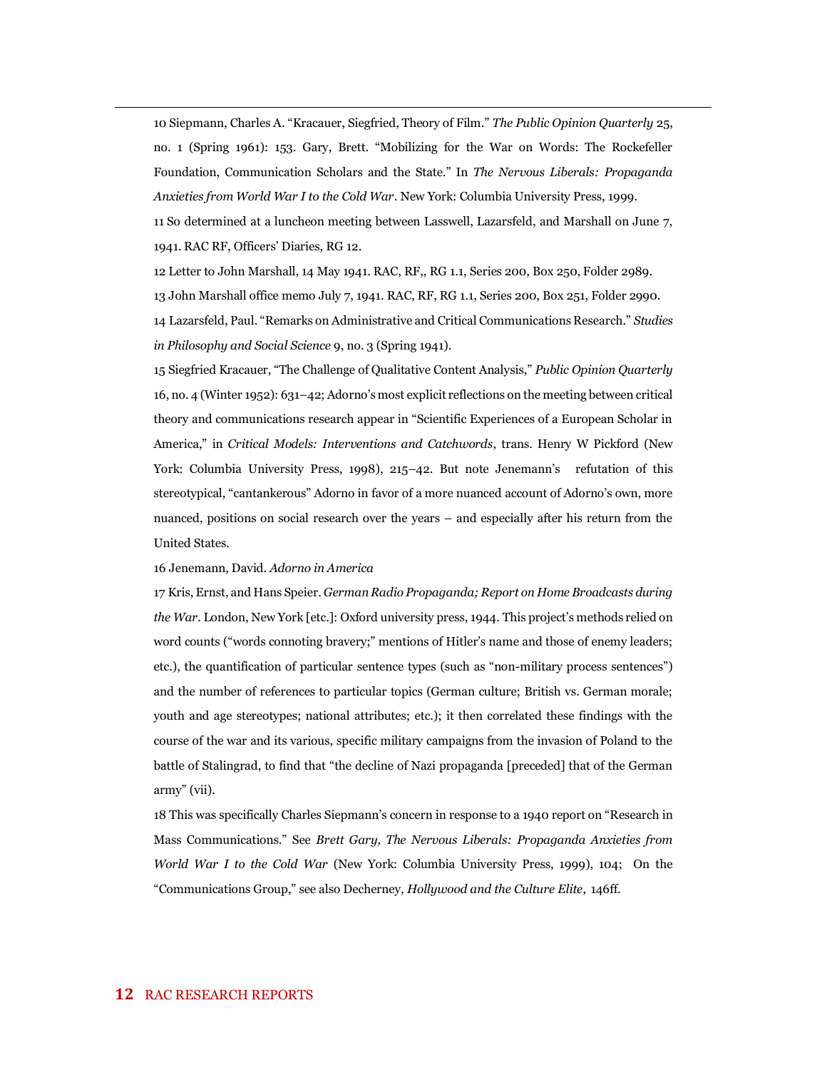10 Siepmann, Charles A. "Kracauer, Siegfried, Theory of Film." *The Public Opinion Quarterly* 25, no. 1 (Spring 1961): 153. Gary, Brett. "Mobilizing for the War on Words: The Rockefeller Foundation, Communication Scholars and the State." In *The Nervous Liberals: Propaganda Anxieties from World War I to the Cold War*. New York: Columbia University Press, 1999.

11 So determined at a luncheon meeting between Lasswell, Lazarsfeld, and Marshall on June 7, 1941. RAC RF, Officers' Diaries, RG 12.

12 Letter to John Marshall, 14 May 1941. RAC, RF,, RG 1.1, Series 200, Box 250, Folder 2989.

13 John Marshall office memo July 7, 1941. RAC, RF, RG 1.1, Series 200, Box 251, Folder 2990.

14 Lazarsfeld, Paul. "Remarks on Administrative and Critical Communications Research." *Studies in Philosophy and Social Science* 9, no. 3 (Spring 1941).

15 Siegfried Kracauer, "The Challenge of Qualitative Content Analysis," *Public Opinion Quarterly* 16, no. 4 (Winter 1952): 631–42; Adorno's most explicit reflections on the meeting between critical theory and communications research appear in "Scientific Experiences of a European Scholar in America," in *Critical Models: Interventions and Catchwords*, trans. Henry W Pickford (New York: Columbia University Press, 1998), 215–42. But note Jenemann's refutation of this stereotypical, "cantankerous" Adorno in favor of a more nuanced account of Adorno's own, more nuanced, positions on social research over the years – and especially after his return from the United States.

16 Jenemann, David. *Adorno in America*

17 Kris, Ernst, and Hans Speier. *German Radio Propaganda; Report on Home Broadcasts during the War*. London, New York [etc.]: Oxford university press, 1944. This project's methods relied on word counts ("words connoting bravery;" mentions of Hitler's name and those of enemy leaders; etc.), the quantification of particular sentence types (such as "non-military process sentences") and the number of references to particular topics (German culture; British vs. German morale; youth and age stereotypes; national attributes; etc.); it then correlated these findings with the course of the war and its various, specific military campaigns from the invasion of Poland to the battle of Stalingrad, to find that "the decline of Nazi propaganda [preceded] that of the German army" (vii).

18 This was specifically Charles Siepmann's concern in response to a 1940 report on "Research in Mass Communications." See *Brett Gary, The Nervous Liberals: Propaganda Anxieties from World War I to the Cold War* (New York: Columbia University Press, 1999), 104; On the "Communications Group," see also Decherney, *Hollywood and the Culture Elite*, 146ff.